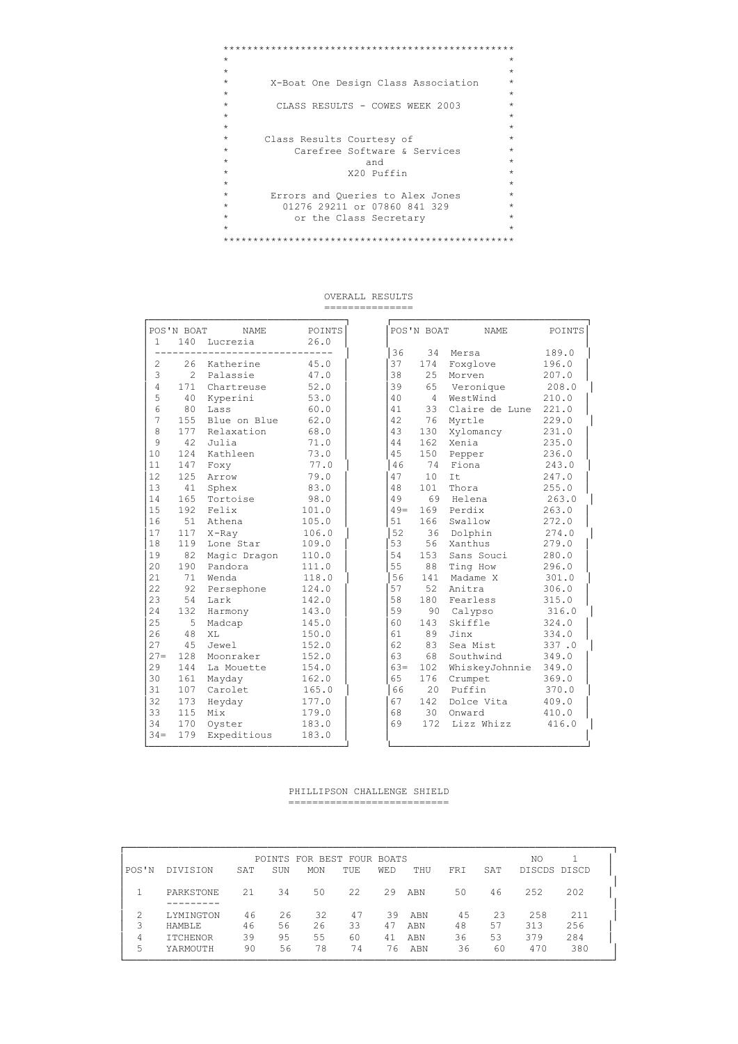X-Boat One Design Class Association

CLASS RESULTS - COWES WEEK 2003

Class Results Courtesy of
Carefree Software & Services
and
X20 Puffin

Errors and Queries to Alex Jones
01276 29211 or 07860 841 329
or the Class Secretary

## OVERALL RESULTS

| POS'N | BOAT | NAME | POINTS |
|---|---|---|---|
| 1 | 140 | Lucrezia | 26.0 |
| 2 | 26 | Katherine | 45.0 |
| 3 | 2 | Palassie | 47.0 |
| 4 | 171 | Chartreuse | 52.0 |
| 5 | 40 | Kyperini | 53.0 |
| 6 | 80 | Lass | 60.0 |
| 7 | 155 | Blue on Blue | 62.0 |
| 8 | 177 | Relaxation | 68.0 |
| 9 | 42 | Julia | 71.0 |
| 10 | 124 | Kathleen | 73.0 |
| 11 | 147 | Foxy | 77.0 |
| 12 | 125 | Arrow | 79.0 |
| 13 | 41 | Sphex | 83.0 |
| 14 | 165 | Tortoise | 98.0 |
| 15 | 192 | Felix | 101.0 |
| 16 | 51 | Athena | 105.0 |
| 17 | 117 | X-Ray | 106.0 |
| 18 | 119 | Lone Star | 109.0 |
| 19 | 82 | Magic Dragon | 110.0 |
| 20 | 190 | Pandora | 111.0 |
| 21 | 71 | Wenda | 118.0 |
| 22 | 92 | Persephone | 124.0 |
| 23 | 54 | Lark | 142.0 |
| 24 | 132 | Harmony | 143.0 |
| 25 | 5 | Madcap | 145.0 |
| 26 | 48 | XL | 150.0 |
| 27 | 45 | Jewel | 152.0 |
| 27= | 128 | Moonraker | 152.0 |
| 29 | 144 | La Mouette | 154.0 |
| 30 | 161 | Mayday | 162.0 |
| 31 | 107 | Carolet | 165.0 |
| 32 | 173 | Heyday | 177.0 |
| 33 | 115 | Mix | 179.0 |
| 34 | 170 | Oyster | 183.0 |
| 34= | 179 | Expeditious | 183.0 |
| 36 | 34 | Mersa | 189.0 |
| 37 | 174 | Foxglove | 196.0 |
| 38 | 25 | Morven | 207.0 |
| 39 | 65 | Veronique | 208.0 |
| 40 | 4 | WestWind | 210.0 |
| 41 | 33 | Claire de Lune | 221.0 |
| 42 | 76 | Myrtle | 229.0 |
| 43 | 130 | Xylomancy | 231.0 |
| 44 | 162 | Xenia | 235.0 |
| 45 | 150 | Pepper | 236.0 |
| 46 | 74 | Fiona | 243.0 |
| 47 | 10 | It | 247.0 |
| 48 | 101 | Thora | 255.0 |
| 49 | 69 | Helena | 263.0 |
| 49= | 169 | Perdix | 263.0 |
| 51 | 166 | Swallow | 272.0 |
| 52 | 36 | Dolphin | 274.0 |
| 53 | 56 | Xanthus | 279.0 |
| 54 | 153 | Sans Souci | 280.0 |
| 55 | 88 | Ting How | 296.0 |
| 56 | 141 | Madame X | 301.0 |
| 57 | 52 | Anitra | 306.0 |
| 58 | 180 | Fearless | 315.0 |
| 59 | 90 | Calypso | 316.0 |
| 60 | 143 | Skiffle | 324.0 |
| 61 | 89 | Jinx | 334.0 |
| 62 | 83 | Sea Mist | 337 .0 |
| 63 | 68 | Southwind | 349.0 |
| 63= | 102 | WhiskeyJohnnie | 349.0 |
| 65 | 176 | Crumpet | 369.0 |
| 66 | 20 | Puffin | 370.0 |
| 67 | 142 | Dolce Vita | 409.0 |
| 68 | 30 | Onward | 410.0 |
| 69 | 172 | Lizz Whizz | 416.0 |

## PHILLIPSON CHALLENGE SHIELD

| POS'N | DIVISION | SAT | SUN | MON | TUE | WED | THU | FRI | SAT | NO DISCDS | 1 DISCD |
|---|---|---|---|---|---|---|---|---|---|---|---|
| | | POINTS FOR BEST FOUR BOATS | | | | | | | | | |
| 1 | PARKSTONE | 21 | 34 | 50 | 22 | 29 | ABN | 50 | 46 | 252 | 202 |
| 2 | LYMINGTON | 46 | 26 | 32 | 47 | 39 | ABN | 45 | 23 | 258 | 211 |
| 3 | HAMBLE | 46 | 56 | 26 | 33 | 47 | ABN | 48 | 57 | 313 | 256 |
| 4 | ITCHENOR | 39 | 95 | 55 | 60 | 41 | ABN | 36 | 53 | 379 | 284 |
| 5 | YARMOUTH | 90 | 56 | 78 | 74 | 76 | ABN | 36 | 60 | 470 | 380 |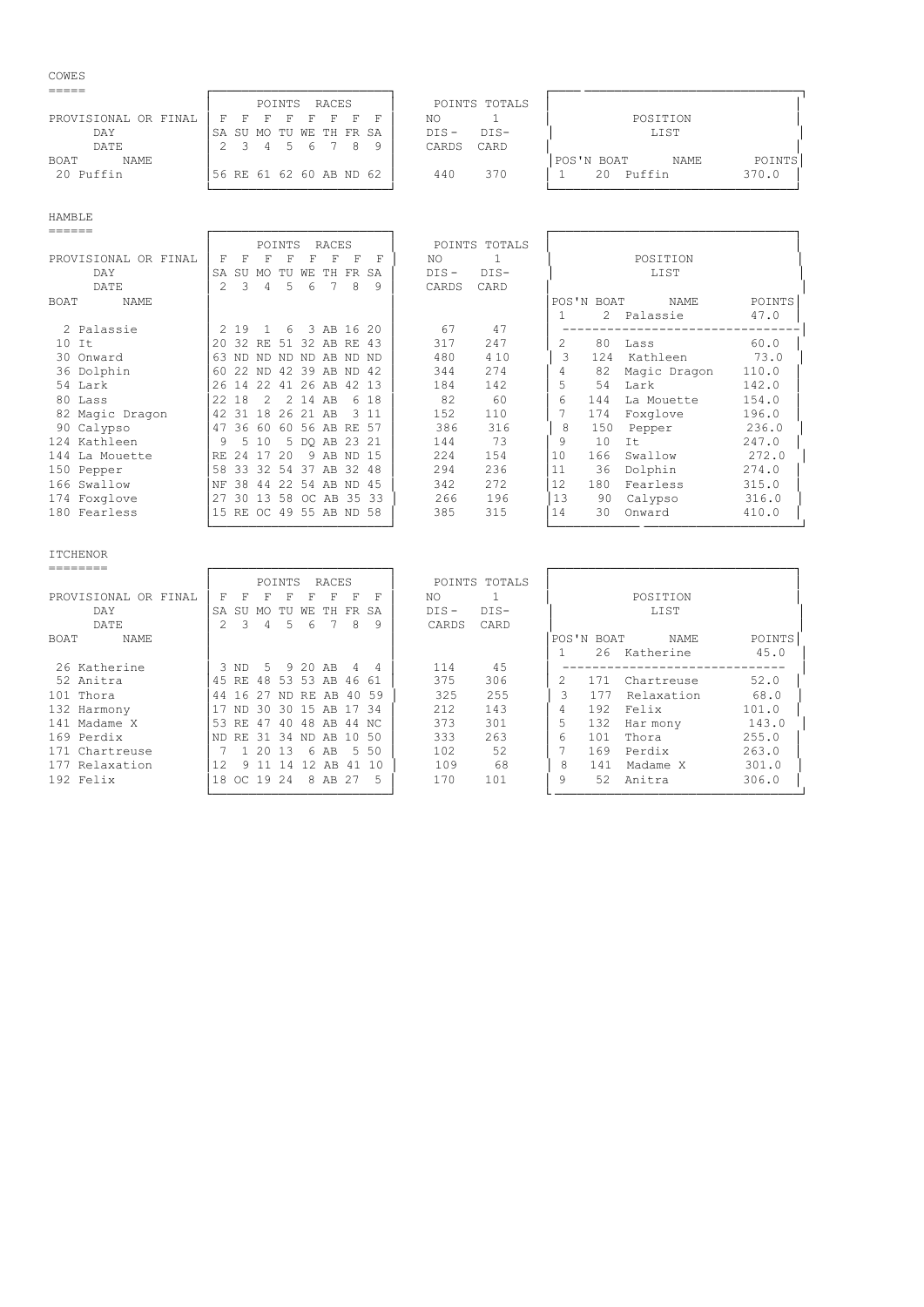## COWES

| BOAT | NAME | SA 2 | SU 3 | MO 4 | TU 5 | WE 6 | TH 7 | FR 8 | SA 9 | NO DIS-CARDS | 1 DIS-CARD |
|---|---|---|---|---|---|---|---|---|---|---|---|
| PROVISIONAL OR FINAL | | F | F | F | F | F | F | F | F | | |
| 20 | Puffin | 56 | RE | 61 | 62 | 60 | AB | ND | 62 | 440 | 370 |

POSITION LIST

| POS'N | BOAT | NAME | POINTS |
|---|---|---|---|
| 1 | 20 | Puffin | 370.0 |

## HAMBLE

| BOAT | NAME | SA 2 | SU 3 | MO 4 | TU 5 | WE 6 | TH 7 | FR 8 | SA 9 | NO DIS-CARDS | 1 DIS-CARD |
|---|---|---|---|---|---|---|---|---|---|---|---|
| PROVISIONAL OR FINAL | | F | F | F | F | F | F | F | F | | |
| 2 | Palassie | 2 | 19 | 1 | 6 | 3 | AB | 16 | 20 | 67 | 47 |
| 10 | It | 20 | 32 | RE | 51 | 32 | AB | RE | 43 | 317 | 247 |
| 30 | Onward | 63 | ND | ND | ND | ND | AB | ND | ND | 480 | 410 |
| 36 | Dolphin | 60 | 22 | ND | 42 | 39 | AB | ND | 42 | 344 | 274 |
| 54 | Lark | 26 | 14 | 22 | 41 | 26 | AB | 42 | 13 | 184 | 142 |
| 80 | Lass | 22 | 18 | 2 | 2 | 14 | AB | 6 | 18 | 82 | 60 |
| 82 | Magic Dragon | 42 | 31 | 18 | 26 | 21 | AB | 3 | 11 | 152 | 110 |
| 90 | Calypso | 47 | 36 | 60 | 60 | 56 | AB | RE | 57 | 386 | 316 |
| 124 | Kathleen | 9 | 5 | 10 | 5 | DQ | AB | 23 | 21 | 144 | 73 |
| 144 | La Mouette | RE | 24 | 17 | 20 | 9 | AB | ND | 15 | 224 | 154 |
| 150 | Pepper | 58 | 33 | 32 | 54 | 37 | AB | 32 | 48 | 294 | 236 |
| 166 | Swallow | NF | 38 | 44 | 22 | 54 | AB | ND | 45 | 342 | 272 |
| 174 | Foxglove | 27 | 30 | 13 | 58 | OC | AB | 35 | 33 | 266 | 196 |
| 180 | Fearless | 15 | RE | OC | 49 | 55 | AB | ND | 58 | 385 | 315 |

POSITION LIST

| POS'N | BOAT | NAME | POINTS |
|---|---|---|---|
| 1 | 2 | Palassie | 47.0 |
| 2 | 80 | Lass | 60.0 |
| 3 | 124 | Kathleen | 73.0 |
| 4 | 82 | Magic Dragon | 110.0 |
| 5 | 54 | Lark | 142.0 |
| 6 | 144 | La Mouette | 154.0 |
| 7 | 174 | Foxglove | 196.0 |
| 8 | 150 | Pepper | 236.0 |
| 9 | 10 | It | 247.0 |
| 10 | 166 | Swallow | 272.0 |
| 11 | 36 | Dolphin | 274.0 |
| 12 | 180 | Fearless | 315.0 |
| 13 | 90 | Calypso | 316.0 |
| 14 | 30 | Onward | 410.0 |

## ITCHENOR

| BOAT | NAME | SA 2 | SU 3 | MO 4 | TU 5 | WE 6 | TH 7 | FR 8 | SA 9 | NO DIS-CARDS | 1 DIS-CARD |
|---|---|---|---|---|---|---|---|---|---|---|---|
| PROVISIONAL OR FINAL | | F | F | F | F | F | F | F | F | | |
| 26 | Katherine | 3 | ND | 5 | 9 | 20 | AB | 4 | 4 | 114 | 45 |
| 52 | Anitra | 45 | RE | 48 | 53 | 53 | AB | 46 | 61 | 375 | 306 |
| 101 | Thora | 44 | 16 | 27 | ND | RE | AB | 40 | 59 | 325 | 255 |
| 132 | Harmony | 17 | ND | 30 | 30 | 15 | AB | 17 | 34 | 212 | 143 |
| 141 | Madame X | 53 | RE | 47 | 40 | 48 | AB | 44 | NC | 373 | 301 |
| 169 | Perdix | ND | RE | 31 | 34 | ND | AB | 10 | 50 | 333 | 263 |
| 171 | Chartreuse | 7 | 1 | 20 | 13 | 6 | AB | 5 | 50 | 102 | 52 |
| 177 | Relaxation | 12 | 9 | 11 | 14 | 12 | AB | 41 | 10 | 109 | 68 |
| 192 | Felix | 18 | OC | 19 | 24 | 8 | AB | 27 | 5 | 170 | 101 |

POSITION LIST

| POS'N | BOAT | NAME | POINTS |
|---|---|---|---|
| 1 | 26 | Katherine | 45.0 |
| 2 | 171 | Chartreuse | 52.0 |
| 3 | 177 | Relaxation | 68.0 |
| 4 | 192 | Felix | 101.0 |
| 5 | 132 | Harmony | 143.0 |
| 6 | 101 | Thora | 255.0 |
| 7 | 169 | Perdix | 263.0 |
| 8 | 141 | Madame X | 301.0 |
| 9 | 52 | Anitra | 306.0 |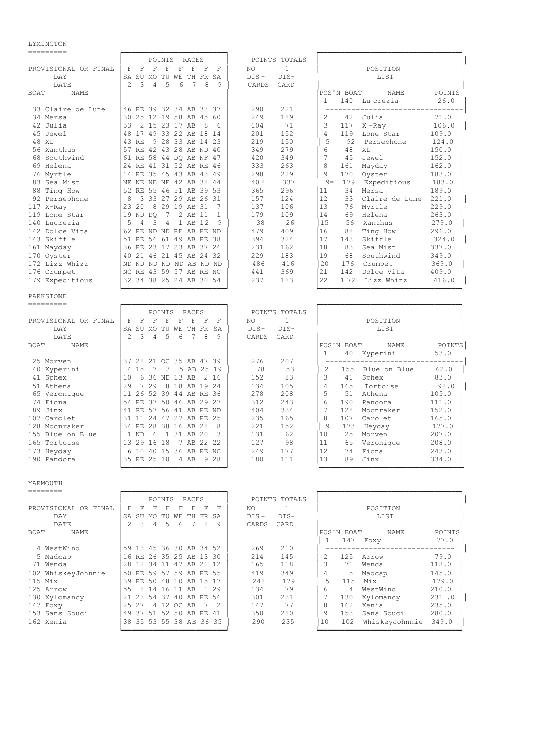# LYMINGTON

| BOAT | NAME | SA 2 | SU 3 | MO 4 | TU 5 | WE 6 | TH 7 | FR 8 | SA 9 | NO DIS-CARDS | 1 DIS-CARD |
|---|---|---|---|---|---|---|---|---|---|---|---|
| PROVISIONAL OR FINAL | | F | F | F | F | F | F | F | F | | |
| 33 | Claire de Lune | 46 | RE | 39 | 32 | 34 | AB | 33 | 37 | 290 | 221 |
| 34 | Mersa | 30 | 25 | 12 | 19 | 58 | AB | 45 | 60 | 249 | 189 |
| 42 | Julia | 33 | 2 | 15 | 23 | 17 | AB | 8 | 6 | 104 | 71 |
| 45 | Jewel | 48 | 17 | 49 | 33 | 22 | AB | 18 | 14 | 201 | 152 |
| 48 | XL | 43 | RE | 9 | 28 | 33 | AB | 14 | 23 | 219 | 150 |
| 56 | Xanthus | 57 | RE | 42 | 43 | 28 | AB | ND | 40 | 349 | 279 |
| 68 | Southwind | 61 | RE | 58 | 44 | DQ | AB | NF | 47 | 420 | 349 |
| 69 | Helena | 24 | RE | 41 | 31 | 52 | AB | RE | 46 | 333 | 263 |
| 76 | Myrtle | 14 | RE | 35 | 45 | 43 | AB | 43 | 49 | 298 | 229 |
| 83 | Sea Mist | NE | NE | NE | NE | 42 | AB | 38 | 44 | 408 | 337 |
| 88 | Ting How | 52 | RE | 55 | 46 | 51 | AB | 39 | 53 | 365 | 296 |
| 92 | Persephone | 8 | 3 | 33 | 27 | 29 | AB | 26 | 31 | 157 | 124 |
| 117 | X-Ray | 23 | 20 | 8 | 29 | 19 | AB | 31 | 7 | 137 | 106 |
| 119 | Lone Star | 19 | ND | DQ | 7 | 2 | AB | 11 | 1 | 179 | 109 |
| 140 | Lucrezia | 5 | 4 | 3 | 4 | 1 | AB | 12 | 9 | 38 | 26 |
| 142 | Dolce Vita | 62 | RE | ND | ND | RE | AB | RE | ND | 479 | 409 |
| 143 | Skiffle | 51 | RE | 56 | 61 | 49 | AB | RE | 38 | 394 | 324 |
| 161 | Mayday | 36 | RE | 23 | 17 | 23 | AB | 37 | 26 | 231 | 162 |
| 170 | Oyster | 40 | 21 | 46 | 21 | 45 | AB | 24 | 32 | 229 | 183 |
| 172 | Lizz Whizz | ND | ND | ND | ND | ND | AB | ND | ND | 486 | 416 |
| 176 | Crumpet | NC | RE | 43 | 59 | 57 | AB | RE | NC | 441 | 369 |
| 179 | Expeditious | 32 | 34 | 38 | 25 | 24 | AB | 30 | 54 | 237 | 183 |

**POSITION LIST**

| POS'N | BOAT | NAME | POINTS |
|---|---|---|---|
| 1 | 140 | Lucrezia | 26.0 |
| 2 | 42 | Julia | 71.0 |
| 3 | 117 | X-Ray | 106.0 |
| 4 | 119 | Lone Star | 109.0 |
| 5 | 92 | Persephone | 124.0 |
| 6 | 48 | XL | 150.0 |
| 7 | 45 | Jewel | 152.0 |
| 8 | 161 | Mayday | 162.0 |
| 9 | 170 | Oyster | 183.0 |
| 9= | 179 | Expeditious | 183.0 |
| 11 | 34 | Mersa | 189.0 |
| 12 | 33 | Claire de Lune | 221.0 |
| 13 | 76 | Myrtle | 229.0 |
| 14 | 69 | Helena | 263.0 |
| 15 | 56 | Xanthus | 279.0 |
| 16 | 88 | Ting How | 296.0 |
| 17 | 143 | Skiffle | 324.0 |
| 18 | 83 | Sea Mist | 337.0 |
| 19 | 68 | Southwind | 349.0 |
| 20 | 176 | Crumpet | 369.0 |
| 21 | 142 | Dolce Vita | 409.0 |
| 22 | 172 | Lizz Whizz | 416.0 |

# PARKSTONE

| BOAT | NAME | SA 2 | SU 3 | MO 4 | TU 5 | WE 6 | TH 7 | FR 8 | SA 9 | NO DIS-CARDS | 1 DIS-CARD |
|---|---|---|---|---|---|---|---|---|---|---|---|
| PROVISIONAL OR FINAL | | F | F | F | F | F | F | F | F | | |
| 25 | Morven | 37 | 28 | 21 | OC | 35 | AB | 47 | 39 | 276 | 207 |
| 40 | Kyperini | 4 | 15 | 7 | 3 | 5 | AB | 25 | 19 | 78 | 53 |
| 41 | Sphex | 10 | 6 | 36 | ND | 13 | AB | 2 | 16 | 152 | 83 |
| 51 | Athena | 29 | 7 | 29 | 8 | 18 | AB | 19 | 24 | 134 | 105 |
| 65 | Veronique | 11 | 26 | 52 | 39 | 44 | AB | RE | 36 | 278 | 208 |
| 74 | Fiona | 54 | RE | 37 | 50 | 46 | AB | 29 | 27 | 312 | 243 |
| 89 | Jinx | 41 | RE | 57 | 56 | 41 | AB | RE | ND | 404 | 334 |
| 107 | Carolet | 31 | 11 | 24 | 47 | 27 | AB | RE | 25 | 235 | 165 |
| 128 | Moonraker | 34 | RE | 28 | 38 | 16 | AB | 28 | 8 | 221 | 152 |
| 155 | Blue on Blue | 1 | ND | 6 | 1 | 31 | AB | 20 | 3 | 131 | 62 |
| 165 | Tortoise | 13 | 29 | 16 | 18 | 7 | AB | 22 | 22 | 127 | 98 |
| 173 | Heyday | 6 | 10 | 40 | 15 | 36 | AB | RE | NC | 249 | 177 |
| 190 | Pandora | 35 | RE | 25 | 10 | 4 | AB | 9 | 28 | 180 | 111 |

**POSITION LIST**

| POS'N | BOAT | NAME | POINTS |
|---|---|---|---|
| 1 | 40 | Kyperini | 53.0 |
| 2 | 155 | Blue on Blue | 62.0 |
| 3 | 41 | Sphex | 83.0 |
| 4 | 165 | Tortoise | 98.0 |
| 5 | 51 | Athena | 105.0 |
| 6 | 190 | Pandora | 111.0 |
| 7 | 128 | Moonraker | 152.0 |
| 8 | 107 | Carolet | 165.0 |
| 9 | 173 | Heyday | 177.0 |
| 10 | 25 | Morven | 207.0 |
| 11 | 65 | Veronique | 208.0 |
| 12 | 74 | Fiona | 243.0 |
| 13 | 89 | Jinx | 334.0 |

# YARMOUTH

| BOAT | NAME | SA 2 | SU 3 | MO 4 | TU 5 | WE 6 | TH 7 | FR 8 | SA 9 | NO DIS-CARDS | 1 DIS-CARD |
|---|---|---|---|---|---|---|---|---|---|---|---|
| PROVISIONAL OR FINAL | | F | F | F | F | F | F | F | F | | |
| 4 | WestWind | 59 | 13 | 45 | 36 | 30 | AB | 34 | 52 | 269 | 210 |
| 5 | Madcap | 16 | RE | 26 | 35 | 25 | AB | 13 | 30 | 214 | 145 |
| 71 | Wenda | 28 | 12 | 34 | 11 | 47 | AB | 21 | 12 | 165 | 118 |
| 102 | WhiskeyJohnnie | 50 | RE | 59 | 57 | 59 | AB | RE | 55 | 419 | 349 |
| 115 | Mix | 39 | RE | 50 | 48 | 10 | AB | 15 | 17 | 248 | 179 |
| 125 | Arrow | 55 | 8 | 14 | 16 | 11 | AB | 1 | 29 | 134 | 79 |
| 130 | Xylomancy | 21 | 23 | 54 | 37 | 40 | AB | RE | 56 | 301 | 231 |
| 147 | Foxy | 25 | 27 | 4 | 12 | OC | AB | 7 | 2 | 147 | 77 |
| 153 | Sans Souci | 49 | 37 | 51 | 52 | 50 | AB | RE | 41 | 350 | 280 |
| 162 | Xenia | 38 | 35 | 53 | 55 | 38 | AB | 36 | 35 | 290 | 235 |

**POSITION LIST**

| POS'N | BOAT | NAME | POINTS |
|---|---|---|---|
| 1 | 147 | Foxy | 77.0 |
| 2 | 125 | Arrow | 79.0 |
| 3 | 71 | Wenda | 118.0 |
| 4 | 5 | Madcap | 145.0 |
| 5 | 115 | Mix | 179.0 |
| 6 | 4 | WestWind | 210.0 |
| 7 | 130 | Xylomancy | 231.0 |
| 8 | 162 | Xenia | 235.0 |
| 9 | 153 | Sans Souci | 280.0 |
| 10 | 102 | WhiskeyJohnnie | 349.0 |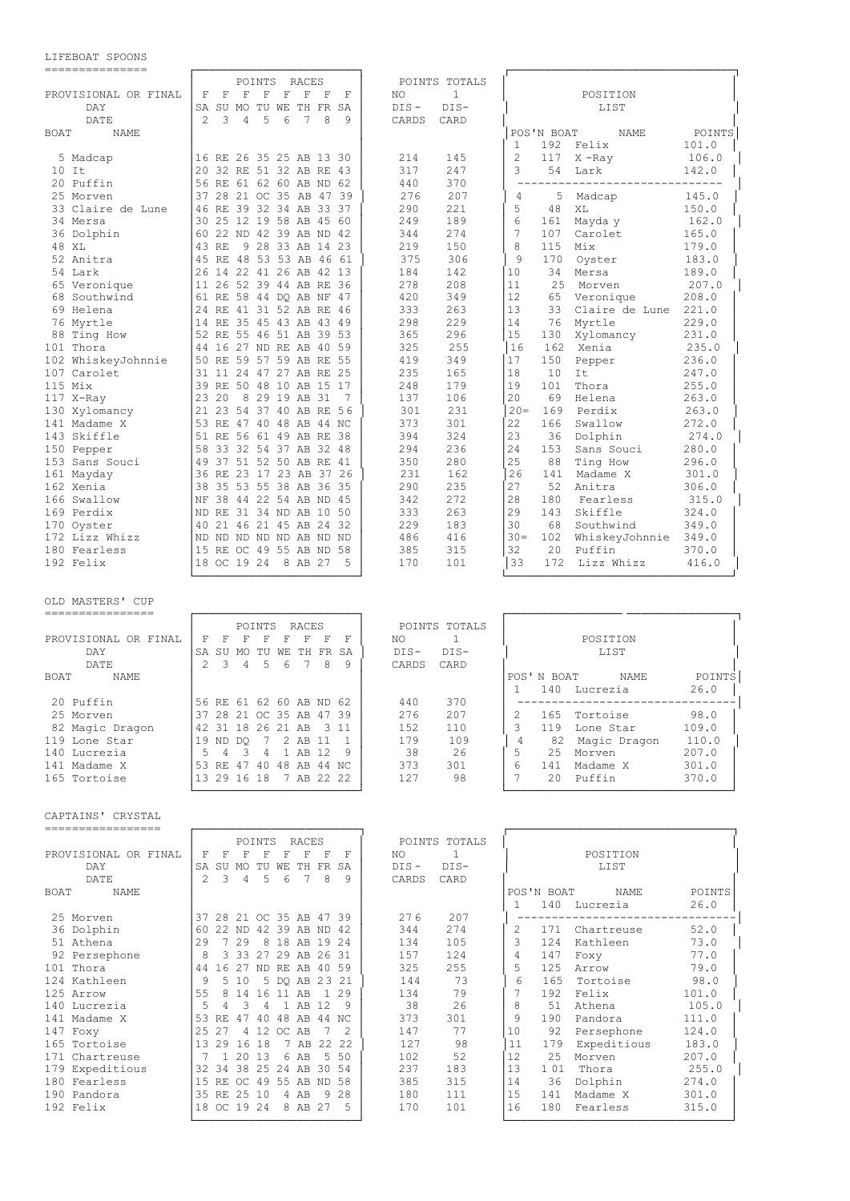## LIFEBOAT SPOONS

| PROVISIONAL OR FINAL | F | F | F | F | F | F | F | F | NO 1 DIS-CARDS | 1 DIS-CARD |
|---|---|---|---|---|---|---|---|---|---|---|
| DAY | SA | SU | MO | TU | WE | TH | FR | SA | | |
| DATE | 2 | 3 | 4 | 5 | 6 | 7 | 8 | 9 | | |
| BOAT NAME | POINTS RACES | | | | | | | | POINTS TOTALS | |
| 5 Madcap | 16 | RE | 26 | 35 | 25 | AB | 13 | 30 | 214 | 145 |
| 10 It | 20 | 32 | RE | 51 | 32 | AB | RE | 43 | 317 | 247 |
| 20 Puffin | 56 | RE | 61 | 62 | 60 | AB | ND | 62 | 440 | 370 |
| 25 Morven | 37 | 28 | 21 | OC | 35 | AB | 47 | 39 | 276 | 207 |
| 33 Claire de Lune | 46 | RE | 39 | 32 | 34 | AB | 33 | 37 | 290 | 221 |
| 34 Mersa | 30 | 25 | 12 | 19 | 58 | AB | 45 | 60 | 249 | 189 |
| 36 Dolphin | 60 | 22 | ND | 42 | 39 | AB | ND | 42 | 344 | 274 |
| 48 XL | 43 | RE | 9 | 28 | 33 | AB | 14 | 23 | 219 | 150 |
| 52 Anitra | 45 | RE | 48 | 53 | 53 | AB | 46 | 61 | 375 | 306 |
| 54 Lark | 26 | 14 | 22 | 41 | 26 | AB | 42 | 13 | 184 | 142 |
| 65 Veronique | 11 | 26 | 52 | 39 | 44 | AB | RE | 36 | 278 | 208 |
| 68 Southwind | 61 | RE | 58 | 44 | DQ | AB | NF | 47 | 420 | 349 |
| 69 Helena | 24 | RE | 41 | 31 | 52 | AB | RE | 46 | 333 | 263 |
| 76 Myrtle | 14 | RE | 35 | 45 | 43 | AB | 43 | 49 | 298 | 229 |
| 88 Ting How | 52 | RE | 55 | 46 | 51 | AB | 39 | 53 | 365 | 296 |
| 101 Thora | 44 | 16 | 27 | ND | RE | AB | 40 | 59 | 325 | 255 |
| 102 WhiskeyJohnnie | 50 | RE | 59 | 57 | 59 | AB | RE | 55 | 419 | 349 |
| 107 Carolet | 31 | 11 | 24 | 47 | 27 | AB | RE | 25 | 235 | 165 |
| 115 Mix | 39 | RE | 50 | 48 | 10 | AB | 15 | 17 | 248 | 179 |
| 117 X-Ray | 23 | 20 | 8 | 29 | 19 | AB | 31 | 7 | 137 | 106 |
| 130 Xylomancy | 21 | 23 | 54 | 37 | 40 | AB | RE | 56 | 301 | 231 |
| 141 Madame X | 53 | RE | 47 | 40 | 48 | AB | 44 | NC | 373 | 301 |
| 143 Skiffle | 51 | RE | 56 | 61 | 49 | AB | RE | 38 | 394 | 324 |
| 150 Pepper | 58 | 33 | 32 | 54 | 37 | AB | 32 | 48 | 294 | 236 |
| 153 Sans Souci | 49 | 37 | 51 | 52 | 50 | AB | RE | 41 | 350 | 280 |
| 161 Mayday | 36 | RE | 23 | 17 | 23 | AB | 37 | 26 | 231 | 162 |
| 162 Xenia | 38 | 35 | 53 | 55 | 38 | AB | 36 | 35 | 290 | 235 |
| 166 Swallow | NF | 38 | 44 | 22 | 54 | AB | ND | 45 | 342 | 272 |
| 169 Perdix | ND | RE | 31 | 34 | ND | AB | 10 | 50 | 333 | 263 |
| 170 Oyster | 40 | 21 | 46 | 21 | 45 | AB | 24 | 32 | 229 | 183 |
| 172 Lizz Whizz | ND | ND | ND | ND | ND | AB | ND | ND | 486 | 416 |
| 180 Fearless | 15 | RE | OC | 49 | 55 | AB | ND | 58 | 385 | 315 |
| 192 Felix | 18 | OC | 19 | 24 | 8 | AB | 27 | 5 | 170 | 101 |

**POSITION LIST**

| POS'N | BOAT | NAME | POINTS |
|---|---|---|---|
| 1 | 192 | Felix | 101.0 |
| 2 | 117 | X -Ray | 106.0 |
| 3 | 54 | Lark | 142.0 |
| 4 | 5 | Madcap | 145.0 |
| 5 | 48 | XL | 150.0 |
| 6 | 161 | Mayda y | 162.0 |
| 7 | 107 | Carolet | 165.0 |
| 8 | 115 | Mix | 179.0 |
| 9 | 170 | Oyster | 183.0 |
| 10 | 34 | Mersa | 189.0 |
| 11 | 25 | Morven | 207.0 |
| 12 | 65 | Veronique | 208.0 |
| 13 | 33 | Claire de Lune | 221.0 |
| 14 | 76 | Myrtle | 229.0 |
| 15 | 130 | Xylomancy | 231.0 |
| 16 | 162 | Xenia | 235.0 |
| 17 | 150 | Pepper | 236.0 |
| 18 | 10 | It | 247.0 |
| 19 | 101 | Thora | 255.0 |
| 20 | 69 | Helena | 263.0 |
| 20= | 169 | Perdix | 263.0 |
| 22 | 166 | Swallow | 272.0 |
| 23 | 36 | Dolphin | 274.0 |
| 24 | 153 | Sans Souci | 280.0 |
| 25 | 88 | Ting How | 296.0 |
| 26 | 141 | Madame X | 301.0 |
| 27 | 52 | Anitra | 306.0 |
| 28 | 180 | Fearless | 315.0 |
| 29 | 143 | Skiffle | 324.0 |
| 30 | 68 | Southwind | 349.0 |
| 30= | 102 | WhiskeyJohnnie | 349.0 |
| 32 | 20 | Puffin | 370.0 |
| 33 | 172 | Lizz Whizz | 416.0 |

## OLD MASTERS' CUP

| PROVISIONAL OR FINAL | F | F | F | F | F | F | F | F | NO 1 DIS-CARDS | 1 DIS-CARD |
|---|---|---|---|---|---|---|---|---|---|---|
| DAY | SA | SU | MO | TU | WE | TH | FR | SA | | |
| DATE | 2 | 3 | 4 | 5 | 6 | 7 | 8 | 9 | | |
| BOAT NAME | POINTS RACES | | | | | | | | POINTS TOTALS | |
| 20 Puffin | 56 | RE | 61 | 62 | 60 | AB | ND | 62 | 440 | 370 |
| 25 Morven | 37 | 28 | 21 | OC | 35 | AB | 47 | 39 | 276 | 207 |
| 82 Magic Dragon | 42 | 31 | 18 | 26 | 21 | AB | 3 | 11 | 152 | 110 |
| 119 Lone Star | 19 | ND | DQ | 7 | 2 | AB | 11 | 1 | 179 | 109 |
| 140 Lucrezia | 5 | 4 | 3 | 4 | 1 | AB | 12 | 9 | 38 | 26 |
| 141 Madame X | 53 | RE | 47 | 40 | 48 | AB | 44 | NC | 373 | 301 |
| 165 Tortoise | 13 | 29 | 16 | 18 | 7 | AB | 22 | 22 | 127 | 98 |

**POSITION LIST**

| POS'N | BOAT | NAME | POINTS |
|---|---|---|---|
| 1 | 140 | Lucrezia | 26.0 |
| 2 | 165 | Tortoise | 98.0 |
| 3 | 119 | Lone Star | 109.0 |
| 4 | 82 | Magic Dragon | 110.0 |
| 5 | 25 | Morven | 207.0 |
| 6 | 141 | Madame X | 301.0 |
| 7 | 20 | Puffin | 370.0 |

## CAPTAINS' CRYSTAL

| PROVISIONAL OR FINAL | F | F | F | F | F | F | F | F | NO 1 DIS-CARDS | 1 DIS-CARD |
|---|---|---|---|---|---|---|---|---|---|---|
| DAY | SA | SU | MO | TU | WE | TH | FR | SA | | |
| DATE | 2 | 3 | 4 | 5 | 6 | 7 | 8 | 9 | | |
| BOAT NAME | POINTS RACES | | | | | | | | POINTS TOTALS | |
| 25 Morven | 37 | 28 | 21 | OC | 35 | AB | 47 | 39 | 276 | 207 |
| 36 Dolphin | 60 | 22 | ND | 42 | 39 | AB | ND | 42 | 344 | 274 |
| 51 Athena | 29 | 7 | 29 | 8 | 18 | AB | 19 | 24 | 134 | 105 |
| 92 Persephone | 8 | 3 | 33 | 27 | 29 | AB | 26 | 31 | 157 | 124 |
| 101 Thora | 44 | 16 | 27 | ND | RE | AB | 40 | 59 | 325 | 255 |
| 124 Kathleen | 9 | 5 | 10 | 5 | DQ | AB | 23 | 21 | 144 | 73 |
| 125 Arrow | 55 | 8 | 14 | 16 | 11 | AB | 1 | 29 | 134 | 79 |
| 140 Lucrezia | 5 | 4 | 3 | 4 | 1 | AB | 12 | 9 | 38 | 26 |
| 141 Madame X | 53 | RE | 47 | 40 | 48 | AB | 44 | NC | 373 | 301 |
| 147 Foxy | 25 | 27 | 4 | 12 | OC | AB | 7 | 2 | 147 | 77 |
| 165 Tortoise | 13 | 29 | 16 | 18 | 7 | AB | 22 | 22 | 127 | 98 |
| 171 Chartreuse | 7 | 1 | 20 | 13 | 6 | AB | 5 | 50 | 102 | 52 |
| 179 Expeditious | 32 | 34 | 38 | 25 | 24 | AB | 30 | 54 | 237 | 183 |
| 180 Fearless | 15 | RE | OC | 49 | 55 | AB | ND | 58 | 385 | 315 |
| 190 Pandora | 35 | RE | 25 | 10 | 4 | AB | 9 | 28 | 180 | 111 |
| 192 Felix | 18 | OC | 19 | 24 | 8 | AB | 27 | 5 | 170 | 101 |

**POSITION LIST**

| POS'N | BOAT | NAME | POINTS |
|---|---|---|---|
| 1 | 140 | Lucrezia | 26.0 |
| 2 | 171 | Chartreuse | 52.0 |
| 3 | 124 | Kathleen | 73.0 |
| 4 | 147 | Foxy | 77.0 |
| 5 | 125 | Arrow | 79.0 |
| 6 | 165 | Tortoise | 98.0 |
| 7 | 192 | Felix | 101.0 |
| 8 | 51 | Athena | 105.0 |
| 9 | 190 | Pandora | 111.0 |
| 10 | 92 | Persephone | 124.0 |
| 11 | 179 | Expeditious | 183.0 |
| 12 | 25 | Morven | 207.0 |
| 13 | 1 01 | Thora | 255.0 |
| 14 | 36 | Dolphin | 274.0 |
| 15 | 141 | Madame X | 301.0 |
| 16 | 180 | Fearless | 315.0 |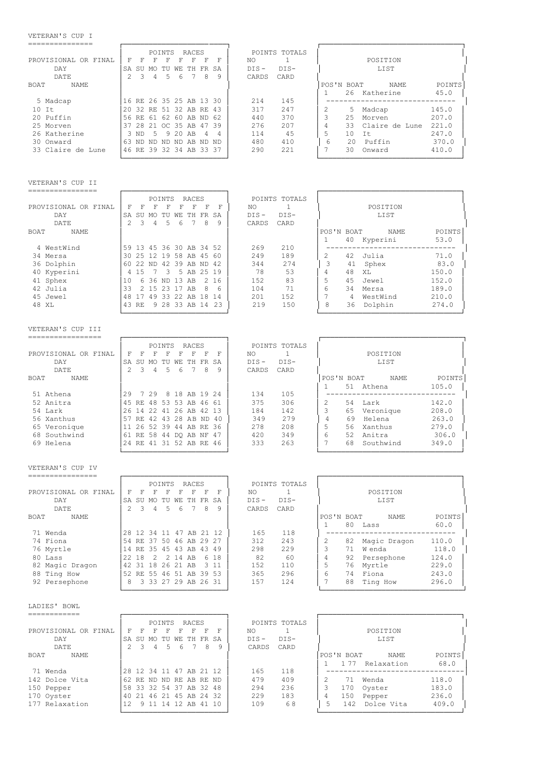## VETERAN'S CUP I

| PROVISIONAL OR FINAL | F | F | F | F | F | F | F | F | NO | 1 |
|---|---|---|---|---|---|---|---|---|---|---|
| DAY | SA | SU | MO | TU | WE | TH | FR | SA | DIS- | DIS- |
| DATE | 2 | 3 | 4 | 5 | 6 | 7 | 8 | 9 | CARDS | CARD |
| BOAT NAME | | | | | | | | | | |
| 5 Madcap | 16 | RE | 26 | 35 | 25 | AB | 13 | 30 | 214 | 145 |
| 10 It | 20 | 32 | RE | 51 | 32 | AB | RE | 43 | 317 | 247 |
| 20 Puffin | 56 | RE | 61 | 62 | 60 | AB | ND | 62 | 440 | 370 |
| 25 Morven | 37 | 28 | 21 | OC | 35 | AB | 47 | 39 | 276 | 207 |
| 26 Katherine | 3 | ND | 5 | 9 | 20 | AB | 4 | 4 | 114 | 45 |
| 30 Onward | 63 | ND | ND | ND | ND | AB | ND | ND | 480 | 410 |
| 33 Claire de Lune | 46 | RE | 39 | 32 | 34 | AB | 33 | 37 | 290 | 221 |

POSITION LIST

| POS'N | BOAT | NAME | POINTS |
|---|---|---|---|
| 1 | 26 | Katherine | 45.0 |
| 2 | 5 | Madcap | 145.0 |
| 3 | 25 | Morven | 207.0 |
| 4 | 33 | Claire de Lune | 221.0 |
| 5 | 10 | It | 247.0 |
| 6 | 20 | Puffin | 370.0 |
| 7 | 30 | Onward | 410.0 |

## VETERAN'S CUP II

| PROVISIONAL OR FINAL | F | F | F | F | F | F | F | F | NO | 1 |
|---|---|---|---|---|---|---|---|---|---|---|
| DAY | SA | SU | MO | TU | WE | TH | FR | SA | DIS- | DIS- |
| DATE | 2 | 3 | 4 | 5 | 6 | 7 | 8 | 9 | CARDS | CARD |
| BOAT NAME | | | | | | | | | | |
| 4 WestWind | 59 | 13 | 45 | 36 | 30 | AB | 34 | 52 | 269 | 210 |
| 34 Mersa | 30 | 25 | 12 | 19 | 58 | AB | 45 | 60 | 249 | 189 |
| 36 Dolphin | 60 | 22 | ND | 42 | 39 | AB | ND | 42 | 344 | 274 |
| 40 Kyperini | 4 | 15 | 7 | 3 | 5 | AB | 25 | 19 | 78 | 53 |
| 41 Sphex | 10 | 6 | 36 | ND | 13 | AB | 2 | 16 | 152 | 83 |
| 42 Julia | 33 | 2 | 15 | 23 | 17 | AB | 8 | 6 | 104 | 71 |
| 45 Jewel | 48 | 17 | 49 | 33 | 22 | AB | 18 | 14 | 201 | 152 |
| 48 XL | 43 | RE | 9 | 28 | 33 | AB | 14 | 23 | 219 | 150 |

POSITION LIST

| POS'N | BOAT | NAME | POINTS |
|---|---|---|---|
| 1 | 40 | Kyperini | 53.0 |
| 2 | 42 | Julia | 71.0 |
| 3 | 41 | Sphex | 83.0 |
| 4 | 48 | XL | 150.0 |
| 5 | 45 | Jewel | 152.0 |
| 6 | 34 | Mersa | 189.0 |
| 7 | 4 | WestWind | 210.0 |
| 8 | 36 | Dolphin | 274.0 |

## VETERAN'S CUP III

| PROVISIONAL OR FINAL | F | F | F | F | F | F | F | F | NO | 1 |
|---|---|---|---|---|---|---|---|---|---|---|
| DAY | SA | SU | MO | TU | WE | TH | FR | SA | DIS- | DIS- |
| DATE | 2 | 3 | 4 | 5 | 6 | 7 | 8 | 9 | CARDS | CARD |
| BOAT NAME | | | | | | | | | | |
| 51 Athena | 29 | 7 | 29 | 8 | 18 | AB | 19 | 24 | 134 | 105 |
| 52 Anitra | 45 | RE | 48 | 53 | 53 | AB | 46 | 61 | 375 | 306 |
| 54 Lark | 26 | 14 | 22 | 41 | 26 | AB | 42 | 13 | 184 | 142 |
| 56 Xanthus | 57 | RE | 42 | 43 | 28 | AB | ND | 40 | 349 | 279 |
| 65 Veronique | 11 | 26 | 52 | 39 | 44 | AB | RE | 36 | 278 | 208 |
| 68 Southwind | 61 | RE | 58 | 44 | DQ | AB | NF | 47 | 420 | 349 |
| 69 Helena | 24 | RE | 41 | 31 | 52 | AB | RE | 46 | 333 | 263 |

POSITION LIST

| POS'N | BOAT | NAME | POINTS |
|---|---|---|---|
| 1 | 51 | Athena | 105.0 |
| 2 | 54 | Lark | 142.0 |
| 3 | 65 | Veronique | 208.0 |
| 4 | 69 | Helena | 263.0 |
| 5 | 56 | Xanthus | 279.0 |
| 6 | 52 | Anitra | 306.0 |
| 7 | 68 | Southwind | 349.0 |

## VETERAN'S CUP IV

| PROVISIONAL OR FINAL | F | F | F | F | F | F | F | F | NO | 1 |
|---|---|---|---|---|---|---|---|---|---|---|
| DAY | SA | SU | MO | TU | WE | TH | FR | SA | DIS- | DIS- |
| DATE | 2 | 3 | 4 | 5 | 6 | 7 | 8 | 9 | CARDS | CARD |
| BOAT NAME | | | | | | | | | | |
| 71 Wenda | 28 | 12 | 34 | 11 | 47 | AB | 21 | 12 | 165 | 118 |
| 74 Fiona | 54 | RE | 37 | 50 | 46 | AB | 29 | 27 | 312 | 243 |
| 76 Myrtle | 14 | RE | 35 | 45 | 43 | AB | 43 | 49 | 298 | 229 |
| 80 Lass | 22 | 18 | 2 | 2 | 14 | AB | 6 | 18 | 82 | 60 |
| 82 Magic Dragon | 42 | 31 | 18 | 26 | 21 | AB | 3 | 11 | 152 | 110 |
| 88 Ting How | 52 | RE | 55 | 46 | 51 | AB | 39 | 53 | 365 | 296 |
| 92 Persephone | 8 | 3 | 33 | 27 | 29 | AB | 26 | 31 | 157 | 124 |

POSITION LIST

| POS'N | BOAT | NAME | POINTS |
|---|---|---|---|
| 1 | 80 | Lass | 60.0 |
| 2 | 82 | Magic Dragon | 110.0 |
| 3 | 71 | W enda | 118.0 |
| 4 | 92 | Persephone | 124.0 |
| 5 | 76 | Myrtle | 229.0 |
| 6 | 74 | Fiona | 243.0 |
| 7 | 88 | Ting How | 296.0 |

## LADIES' BOWL

| PROVISIONAL OR FINAL | F | F | F | F | F | F | F | F | NO | 1 |
|---|---|---|---|---|---|---|---|---|---|---|
| DAY | SA | SU | MO | TU | WE | TH | FR | SA | DIS- | DIS- |
| DATE | 2 | 3 | 4 | 5 | 6 | 7 | 8 | 9 | CARDS | CARD |
| BOAT NAME | | | | | | | | | | |
| 71 Wenda | 28 | 12 | 34 | 11 | 47 | AB | 21 | 12 | 165 | 118 |
| 142 Dolce Vita | 62 | RE | ND | RE | AB | RE | ND | | 479 | 409 |
| 150 Pepper | 58 | 33 | 32 | 54 | 37 | AB | 32 | 48 | 294 | 236 |
| 170 Oyster | 40 | 21 | 46 | 21 | 45 | AB | 24 | 32 | 229 | 183 |
| 177 Relaxation | 12 | 9 | 11 | 14 | 12 | AB | 41 | 10 | 109 | 68 |

POSITION LIST

| POS'N | BOAT | NAME | POINTS |
|---|---|---|---|
| 1 | 177 | Relaxation | 68.0 |
| 2 | 71 | Wenda | 118.0 |
| 3 | 170 | Oyster | 183.0 |
| 4 | 150 | Pepper | 236.0 |
| 5 | 142 | Dolce Vita | 409.0 |